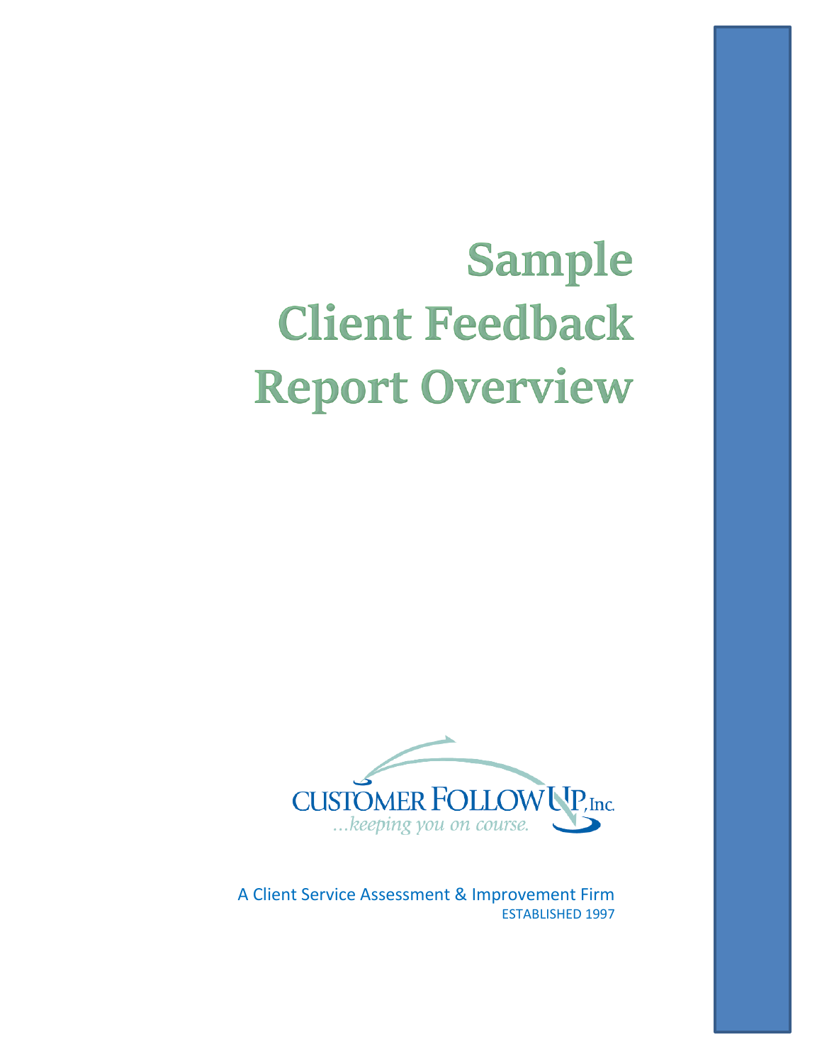# Sample Client Feedback Report Overview

CUSTOMER FOLLOW UP, Inc.

*...keeping you on course.*

A Client Service Assessment & Improvement Firm

ESTABLISHED 1997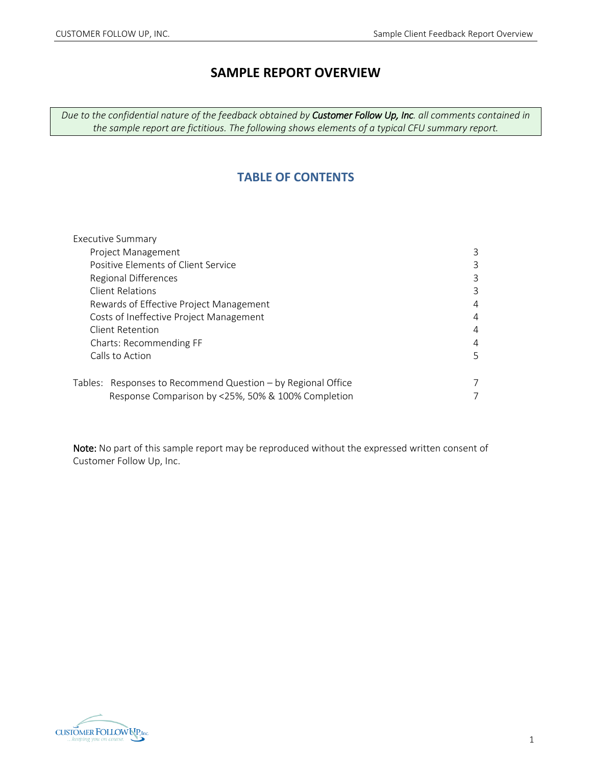# SAMPLE REPORT OVERVIEW

*Due to the confidential nature of the feedback obtained by **Customer Follow Up, Inc**. all comments contained in the sample report are fictitious. The following shows elements of a typical CFU summary report.*

## TABLE OF CONTENTS

| | |
|---|---|
| Executive Summary | |
| Project Management | 3 |
| Positive Elements of Client Service | 3 |
| Regional Differences | 3 |
| Client Relations | 3 |
| Rewards of Effective Project Management | 4 |
| Costs of Ineffective Project Management | 4 |
| Client Retention | 4 |
| Charts: Recommending FF | 4 |
| Calls to Action | 5 |
| Tables: Responses to Recommend Question – by Regional Office | 7 |
| Response Comparison by <25%, 50% & 100% Completion | 7 |

**Note:** No part of this sample report may be reproduced without the expressed written consent of Customer Follow Up, Inc.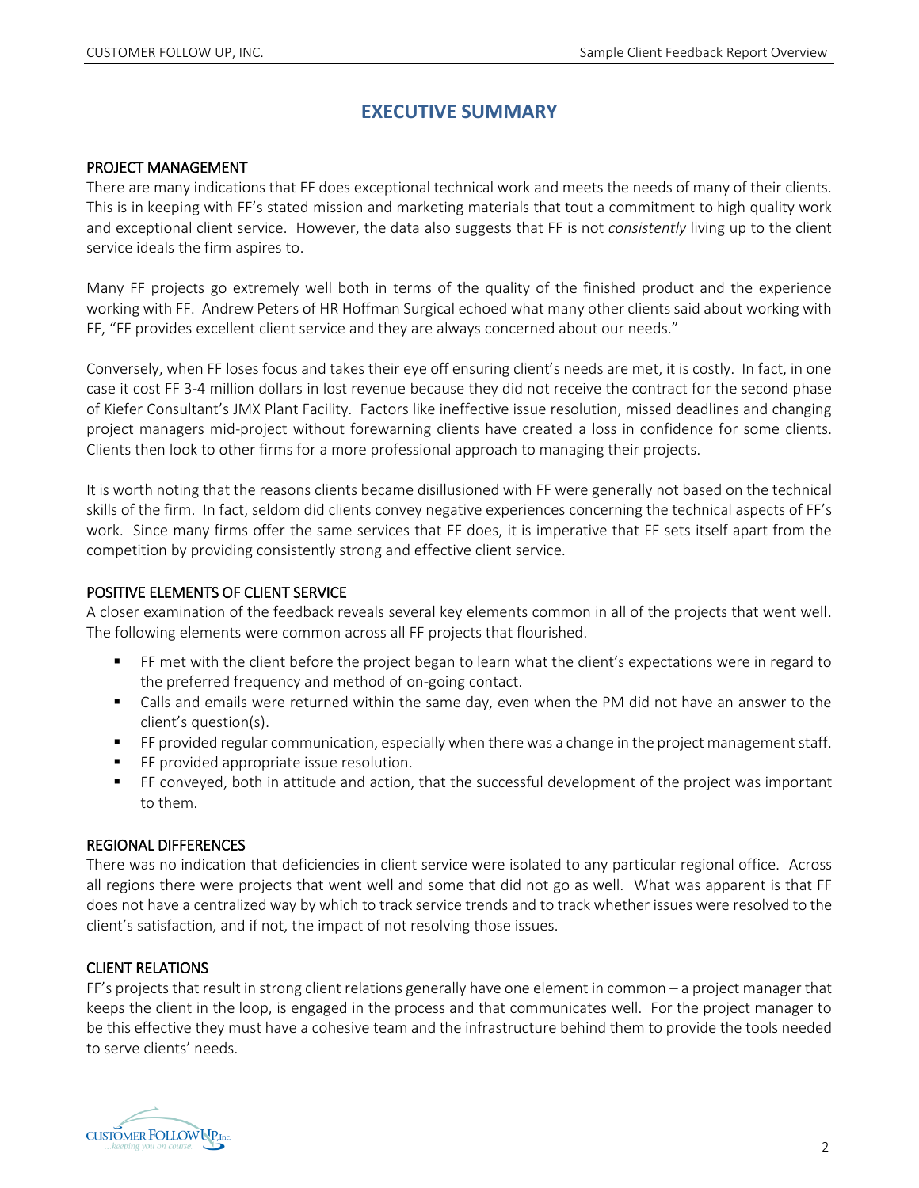# EXECUTIVE SUMMARY

## PROJECT MANAGEMENT

There are many indications that FF does exceptional technical work and meets the needs of many of their clients. This is in keeping with FF's stated mission and marketing materials that tout a commitment to high quality work and exceptional client service. However, the data also suggests that FF is not *consistently* living up to the client service ideals the firm aspires to.

Many FF projects go extremely well both in terms of the quality of the finished product and the experience working with FF. Andrew Peters of HR Hoffman Surgical echoed what many other clients said about working with FF, "FF provides excellent client service and they are always concerned about our needs."

Conversely, when FF loses focus and takes their eye off ensuring client's needs are met, it is costly. In fact, in one case it cost FF 3-4 million dollars in lost revenue because they did not receive the contract for the second phase of Kiefer Consultant's JMX Plant Facility. Factors like ineffective issue resolution, missed deadlines and changing project managers mid-project without forewarning clients have created a loss in confidence for some clients. Clients then look to other firms for a more professional approach to managing their projects.

It is worth noting that the reasons clients became disillusioned with FF were generally not based on the technical skills of the firm. In fact, seldom did clients convey negative experiences concerning the technical aspects of FF's work. Since many firms offer the same services that FF does, it is imperative that FF sets itself apart from the competition by providing consistently strong and effective client service.

## POSITIVE ELEMENTS OF CLIENT SERVICE

A closer examination of the feedback reveals several key elements common in all of the projects that went well. The following elements were common across all FF projects that flourished.

- FF met with the client before the project began to learn what the client's expectations were in regard to the preferred frequency and method of on-going contact.
- Calls and emails were returned within the same day, even when the PM did not have an answer to the client's question(s).
- FF provided regular communication, especially when there was a change in the project management staff.
- FF provided appropriate issue resolution.
- FF conveyed, both in attitude and action, that the successful development of the project was important to them.

## REGIONAL DIFFERENCES

There was no indication that deficiencies in client service were isolated to any particular regional office. Across all regions there were projects that went well and some that did not go as well. What was apparent is that FF does not have a centralized way by which to track service trends and to track whether issues were resolved to the client's satisfaction, and if not, the impact of not resolving those issues.

## CLIENT RELATIONS

FF's projects that result in strong client relations generally have one element in common – a project manager that keeps the client in the loop, is engaged in the process and that communicates well. For the project manager to be this effective they must have a cohesive team and the infrastructure behind them to provide the tools needed to serve clients' needs.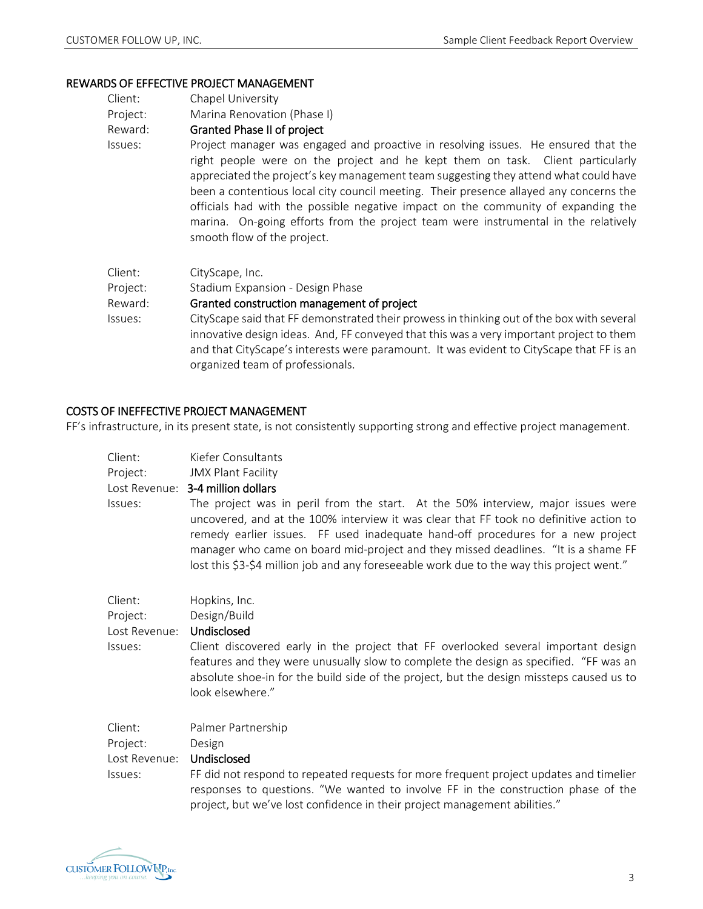## REWARDS OF EFFECTIVE PROJECT MANAGEMENT

Client: Chapel University
Project: Marina Renovation (Phase I)
Reward: **Granted Phase II of project**
Issues: Project manager was engaged and proactive in resolving issues. He ensured that the right people were on the project and he kept them on task. Client particularly appreciated the project's key management team suggesting they attend what could have been a contentious local city council meeting. Their presence allayed any concerns the officials had with the possible negative impact on the community of expanding the marina. On-going efforts from the project team were instrumental in the relatively smooth flow of the project.

Client: CityScape, Inc.
Project: Stadium Expansion - Design Phase
Reward: **Granted construction management of project**
Issues: CityScape said that FF demonstrated their prowess in thinking out of the box with several innovative design ideas. And, FF conveyed that this was a very important project to them and that CityScape's interests were paramount. It was evident to CityScape that FF is an organized team of professionals.

## COSTS OF INEFFECTIVE PROJECT MANAGEMENT

FF's infrastructure, in its present state, is not consistently supporting strong and effective project management.

Client: Kiefer Consultants
Project: JMX Plant Facility
Lost Revenue: **3-4 million dollars**
Issues: The project was in peril from the start. At the 50% interview, major issues were uncovered, and at the 100% interview it was clear that FF took no definitive action to remedy earlier issues. FF used inadequate hand-off procedures for a new project manager who came on board mid-project and they missed deadlines. "It is a shame FF lost this $3-$4 million job and any foreseeable work due to the way this project went."

Client: Hopkins, Inc.
Project: Design/Build
Lost Revenue: **Undisclosed**
Issues: Client discovered early in the project that FF overlooked several important design features and they were unusually slow to complete the design as specified. "FF was an absolute shoe-in for the build side of the project, but the design missteps caused us to look elsewhere."

Client: Palmer Partnership
Project: Design
Lost Revenue: **Undisclosed**
Issues: FF did not respond to repeated requests for more frequent project updates and timelier responses to questions. "We wanted to involve FF in the construction phase of the project, but we've lost confidence in their project management abilities."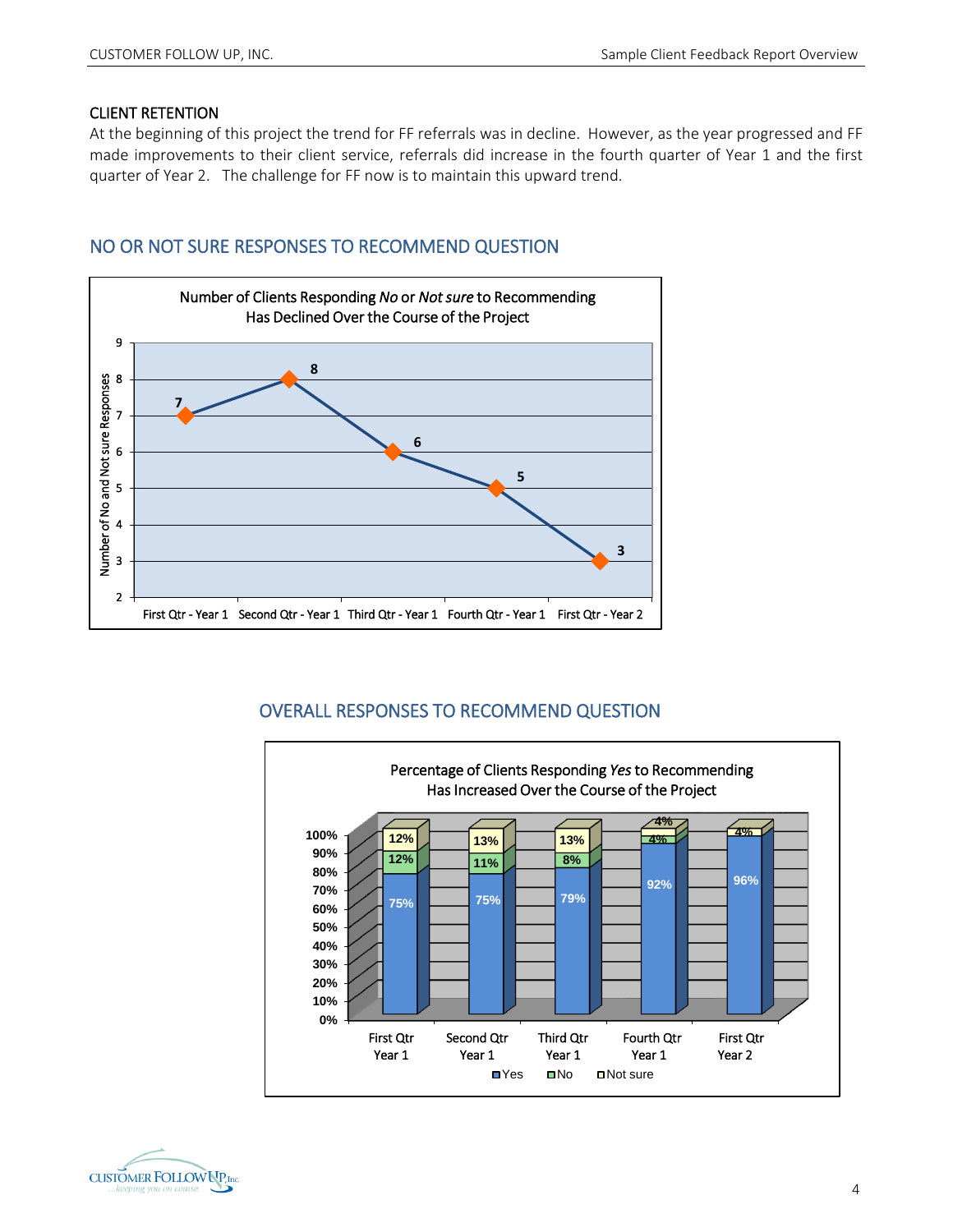## CLIENT RETENTION

At the beginning of this project the trend for FF referrals was in decline. However, as the year progressed and FF made improvements to their client service, referrals did increase in the fourth quarter of Year 1 and the first quarter of Year 2. The challenge for FF now is to maintain this upward trend.

## NO OR NOT SURE RESPONSES TO RECOMMEND QUESTION

**Number of Clients Responding *No* or *Not sure* to Recommending Has Declined Over the Course of the Project**

| Quarter | Number of No and Not sure Responses |
|---|---|
| First Qtr - Year 1 | 7 |
| Second Qtr - Year 1 | 8 |
| Third Qtr - Year 1 | 6 |
| Fourth Qtr - Year 1 | 5 |
| First Qtr - Year 2 | 3 |

## OVERALL RESPONSES TO RECOMMEND QUESTION

**Percentage of Clients Responding *Yes* to Recommending Has Increased Over the Course of the Project**

| Quarter | Yes | No | Not sure |
|---|---|---|---|
| First Qtr Year 1 | 75% | 12% | 12% |
| Second Qtr Year 1 | 75% | 11% | 13% |
| Third Qtr Year 1 | 79% | 8% | 13% |
| Fourth Qtr Year 1 | 92% | 4% | 4% |
| First Qtr Year 2 | 96% | | 4% |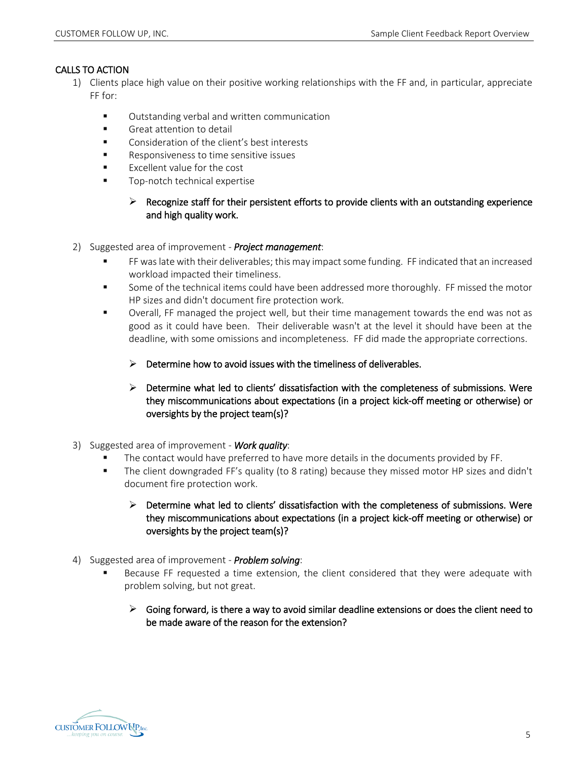## CALLS TO ACTION

1) Clients place high value on their positive working relationships with the FF and, in particular, appreciate FF for:

   - Outstanding verbal and written communication
   - Great attention to detail
   - Consideration of the client's best interests
   - Responsiveness to time sensitive issues
   - Excellent value for the cost
   - Top-notch technical expertise

     - ➢ Recognize staff for their persistent efforts to provide clients with an outstanding experience and high quality work.

2) Suggested area of improvement - ***Project management***:

   - FF was late with their deliverables; this may impact some funding. FF indicated that an increased workload impacted their timeliness.
   - Some of the technical items could have been addressed more thoroughly. FF missed the motor HP sizes and didn't document fire protection work.
   - Overall, FF managed the project well, but their time management towards the end was not as good as it could have been. Their deliverable wasn't at the level it should have been at the deadline, with some omissions and incompleteness. FF did made the appropriate corrections.

     - ➢ Determine how to avoid issues with the timeliness of deliverables.
     - ➢ Determine what led to clients' dissatisfaction with the completeness of submissions. Were they miscommunications about expectations (in a project kick-off meeting or otherwise) or oversights by the project team(s)?

3) Suggested area of improvement - ***Work quality***:

   - The contact would have preferred to have more details in the documents provided by FF.
   - The client downgraded FF's quality (to 8 rating) because they missed motor HP sizes and didn't document fire protection work.

     - ➢ Determine what led to clients' dissatisfaction with the completeness of submissions. Were they miscommunications about expectations (in a project kick-off meeting or otherwise) or oversights by the project team(s)?

4) Suggested area of improvement - ***Problem solving***:

   - Because FF requested a time extension, the client considered that they were adequate with problem solving, but not great.

     - ➢ Going forward, is there a way to avoid similar deadline extensions or does the client need to be made aware of the reason for the extension?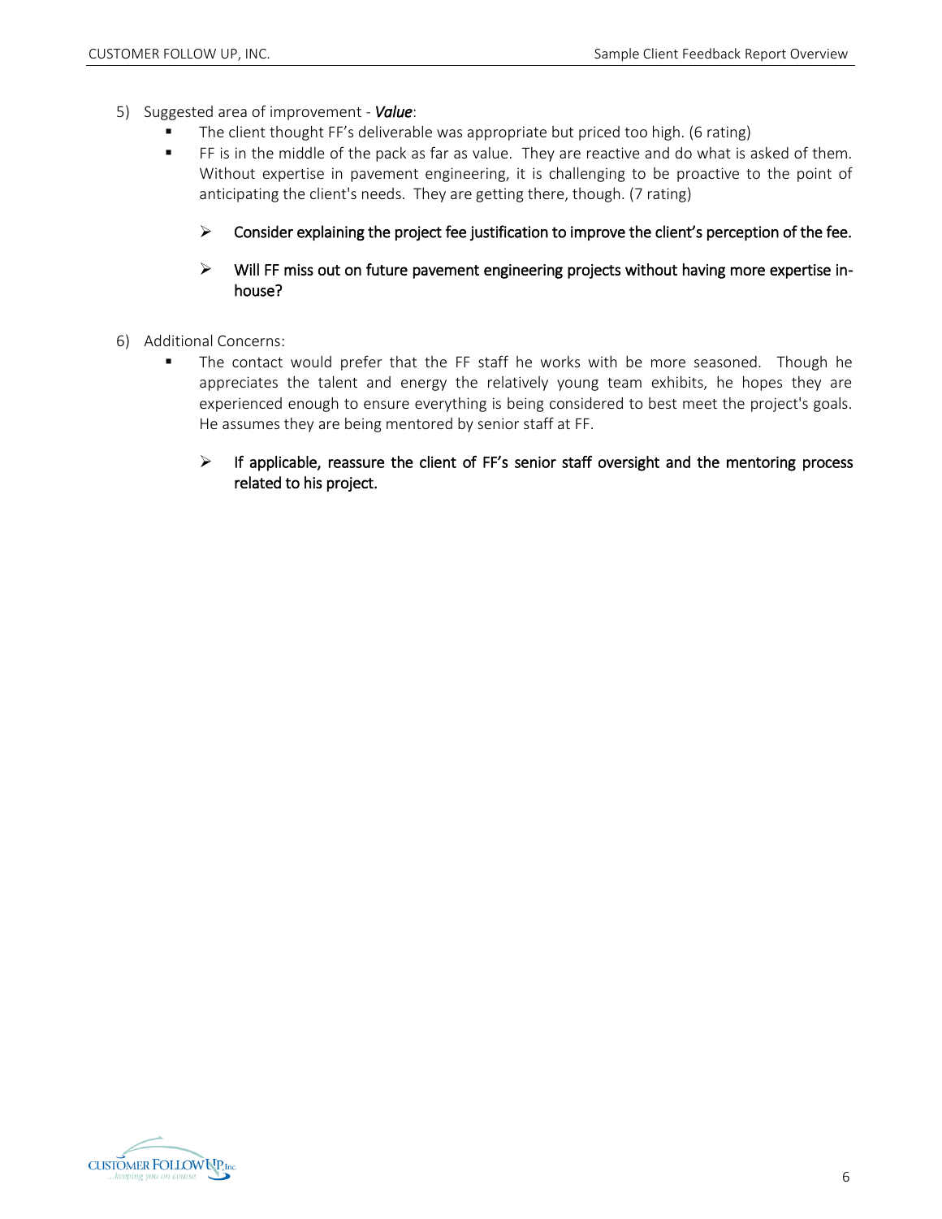5) Suggested area of improvement - ***Value***:
   - The client thought FF's deliverable was appropriate but priced too high. (6 rating)
   - FF is in the middle of the pack as far as value. They are reactive and do what is asked of them. Without expertise in pavement engineering, it is challenging to be proactive to the point of anticipating the client's needs. They are getting there, though. (7 rating)

     - Consider explaining the project fee justification to improve the client's perception of the fee.

     - Will FF miss out on future pavement engineering projects without having more expertise in-house?

6) Additional Concerns:
   - The contact would prefer that the FF staff he works with be more seasoned. Though he appreciates the talent and energy the relatively young team exhibits, he hopes they are experienced enough to ensure everything is being considered to best meet the project's goals. He assumes they are being mentored by senior staff at FF.

     - If applicable, reassure the client of FF's senior staff oversight and the mentoring process related to his project.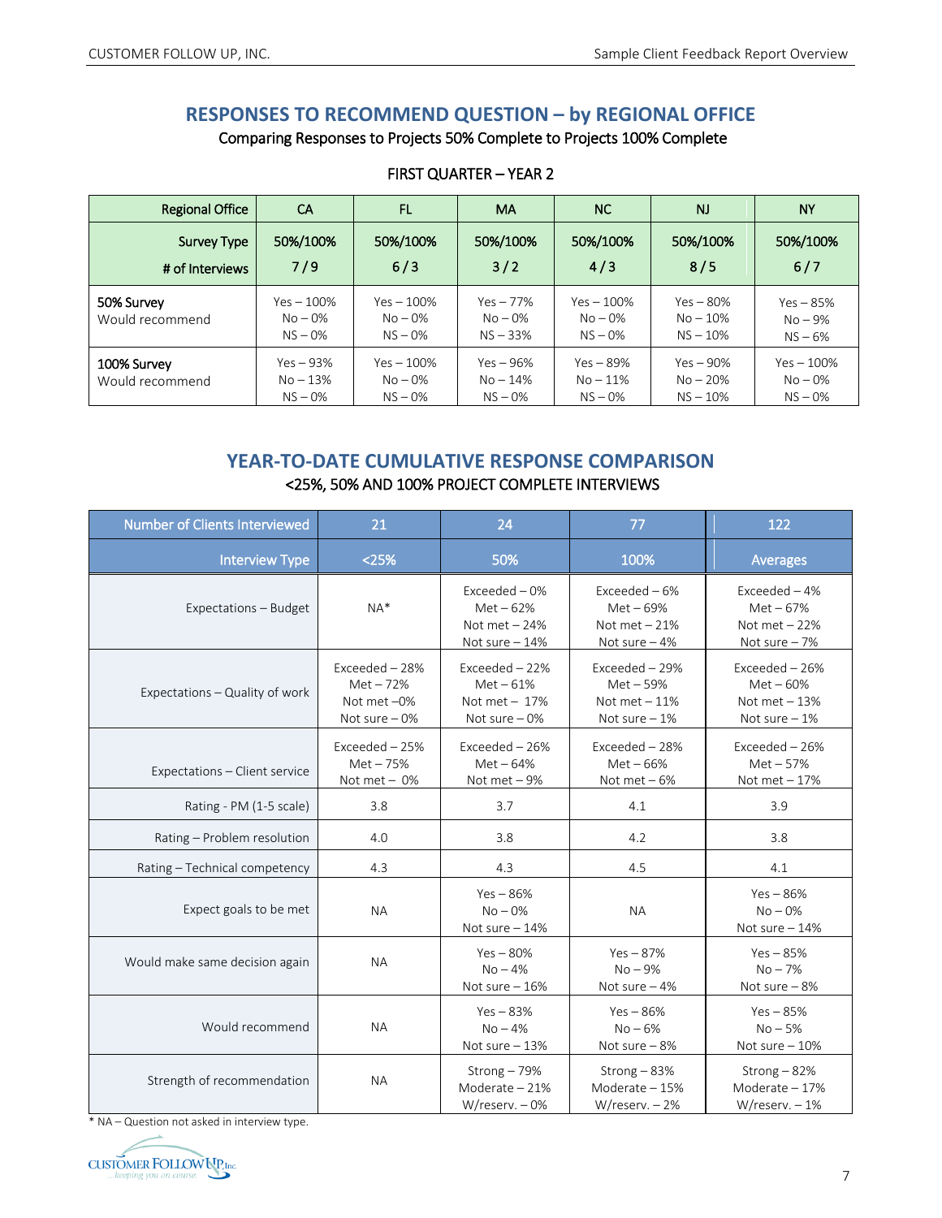## RESPONSES TO RECOMMEND QUESTION – by REGIONAL OFFICE

Comparing Responses to Projects 50% Complete to Projects 100% Complete

FIRST QUARTER – YEAR 2

| Regional Office | CA | FL | MA | NC | NJ | NY |
|---|---|---|---|---|---|---|
| Survey Type<br># of Interviews | 50%/100%<br>7 / 9 | 50%/100%<br>6 / 3 | 50%/100%<br>3 / 2 | 50%/100%<br>4 / 3 | 50%/100%<br>8 / 5 | 50%/100%<br>6 / 7 |
| 50% Survey<br>Would recommend | Yes – 100%<br>No – 0%<br>NS – 0% | Yes – 100%<br>No – 0%<br>NS – 0% | Yes – 77%<br>No – 0%<br>NS – 33% | Yes – 100%<br>No – 0%<br>NS – 0% | Yes – 80%<br>No – 10%<br>NS – 10% | Yes – 85%<br>No – 9%<br>NS – 6% |
| 100% Survey<br>Would recommend | Yes – 93%<br>No – 13%<br>NS – 0% | Yes – 100%<br>No – 0%<br>NS – 0% | Yes – 96%<br>No – 14%<br>NS – 0% | Yes – 89%<br>No – 11%<br>NS – 0% | Yes – 90%<br>No – 20%<br>NS – 10% | Yes – 100%<br>No – 0%<br>NS – 0% |

## YEAR-TO-DATE CUMULATIVE RESPONSE COMPARISON

<25%, 50% AND 100% PROJECT COMPLETE INTERVIEWS

| Number of Clients Interviewed | 21 | 24 | 77 | 122 |
|---|---|---|---|---|
| Interview Type | <25% | 50% | 100% | Averages |
| Expectations – Budget | NA* | Exceeded – 0%<br>Met – 62%<br>Not met – 24%<br>Not sure – 14% | Exceeded – 6%<br>Met – 69%<br>Not met – 21%<br>Not sure – 4% | Exceeded – 4%<br>Met – 67%<br>Not met – 22%<br>Not sure – 7% |
| Expectations – Quality of work | Exceeded – 28%<br>Met – 72%<br>Not met –0%<br>Not sure – 0% | Exceeded – 22%<br>Met – 61%<br>Not met – 17%<br>Not sure – 0% | Exceeded – 29%<br>Met – 59%<br>Not met – 11%<br>Not sure – 1% | Exceeded – 26%<br>Met – 60%<br>Not met – 13%<br>Not sure – 1% |
| Expectations – Client service | Exceeded – 25%<br>Met – 75%<br>Not met – 0% | Exceeded – 26%<br>Met – 64%<br>Not met – 9% | Exceeded – 28%<br>Met – 66%<br>Not met – 6% | Exceeded – 26%<br>Met – 57%<br>Not met – 17% |
| Rating - PM (1-5 scale) | 3.8 | 3.7 | 4.1 | 3.9 |
| Rating – Problem resolution | 4.0 | 3.8 | 4.2 | 3.8 |
| Rating – Technical competency | 4.3 | 4.3 | 4.5 | 4.1 |
| Expect goals to be met | NA | Yes – 86%<br>No – 0%<br>Not sure – 14% | NA | Yes – 86%<br>No – 0%<br>Not sure – 14% |
| Would make same decision again | NA | Yes – 80%<br>No – 4%<br>Not sure – 16% | Yes – 87%<br>No – 9%<br>Not sure – 4% | Yes – 85%<br>No – 7%<br>Not sure – 8% |
| Would recommend | NA | Yes – 83%<br>No – 4%<br>Not sure – 13% | Yes – 86%<br>No – 6%<br>Not sure – 8% | Yes – 85%<br>No – 5%<br>Not sure – 10% |
| Strength of recommendation | NA | Strong – 79%<br>Moderate – 21%<br>W/reserv. – 0% | Strong – 83%<br>Moderate – 15%<br>W/reserv. – 2% | Strong – 82%<br>Moderate – 17%<br>W/reserv. – 1% |

* NA – Question not asked in interview type.

CUSTOMER FOLLOW UP, Inc.
...keeping you on course